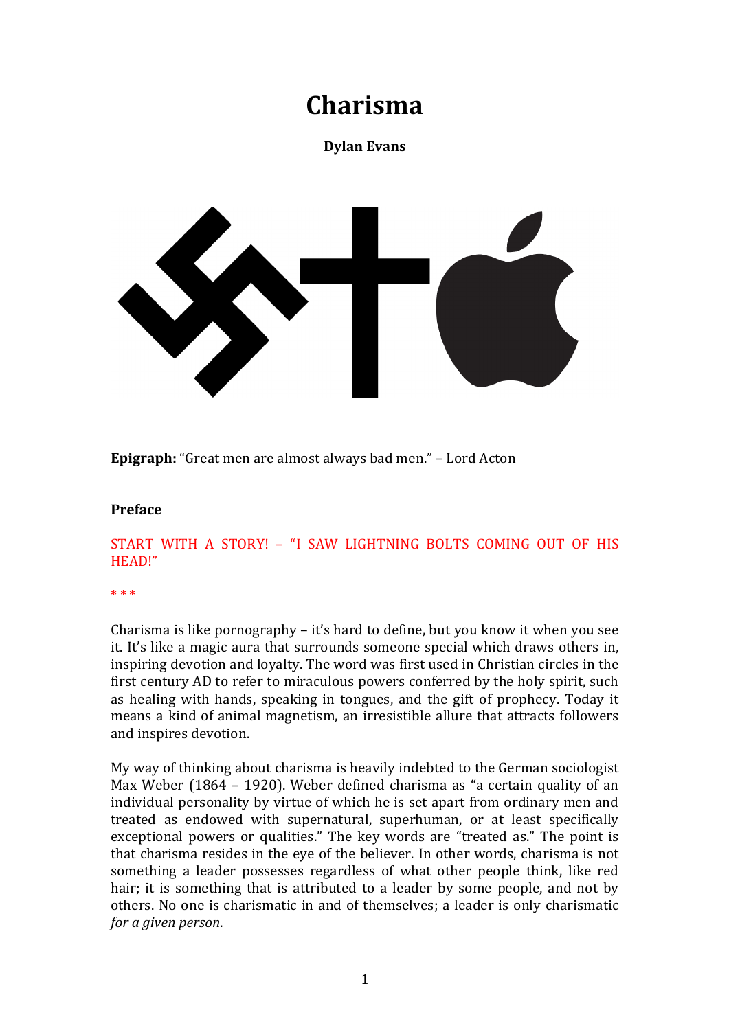# Charisma

**Dylan Evans**

**Epigraph:** "Great men are almost always bad men." – Lord Acton

**Preface**

START WITH A STORY! – "I SAW LIGHTNING BOLTS COMING OUT OF HIS HEAD!"

* * *

Charisma is like pornography – it's hard to define, but you know it when you see it. It's like a magic aura that surrounds someone special which draws others in, inspiring devotion and loyalty. The word was first used in Christian circles in the first century AD to refer to miraculous powers conferred by the holy spirit, such as healing with hands, speaking in tongues, and the gift of prophecy. Today it means a kind of animal magnetism, an irresistible allure that attracts followers and inspires devotion.

My way of thinking about charisma is heavily indebted to the German sociologist Max Weber (1864 – 1920). Weber defined charisma as "a certain quality of an individual personality by virtue of which he is set apart from ordinary men and treated as endowed with supernatural, superhuman, or at least specifically exceptional powers or qualities." The key words are "treated as." The point is that charisma resides in the eye of the believer. In other words, charisma is not something a leader possesses regardless of what other people think, like red hair; it is something that is attributed to a leader by some people, and not by others. No one is charismatic in and of themselves; a leader is only charismatic *for a given person*.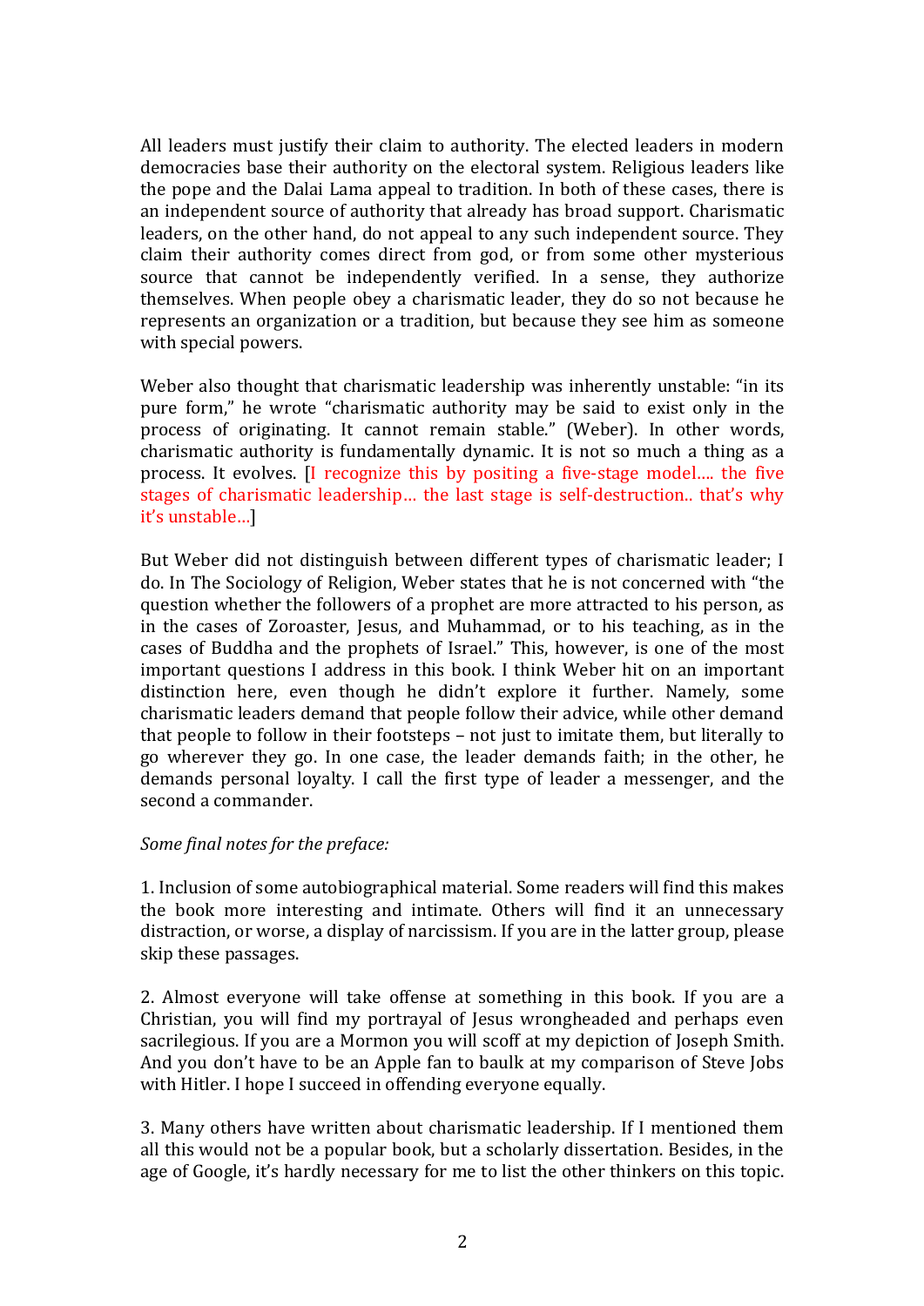All leaders must justify their claim to authority. The elected leaders in modern democracies base their authority on the electoral system. Religious leaders like the pope and the Dalai Lama appeal to tradition. In both of these cases, there is an independent source of authority that already has broad support. Charismatic leaders, on the other hand, do not appeal to any such independent source. They claim their authority comes direct from god, or from some other mysterious source that cannot be independently verified. In a sense, they authorize themselves. When people obey a charismatic leader, they do so not because he represents an organization or a tradition, but because they see him as someone with special powers.

Weber also thought that charismatic leadership was inherently unstable: "in its pure form," he wrote "charismatic authority may be said to exist only in the process of originating. It cannot remain stable." (Weber). In other words, charismatic authority is fundamentally dynamic. It is not so much a thing as a process. It evolves. [I recognize this by positing a five-stage model…. the five stages of charismatic leadership… the last stage is self-destruction.. that's why it's unstable…]

But Weber did not distinguish between different types of charismatic leader; I do. In The Sociology of Religion, Weber states that he is not concerned with "the question whether the followers of a prophet are more attracted to his person, as in the cases of Zoroaster, Jesus, and Muhammad, or to his teaching, as in the cases of Buddha and the prophets of Israel." This, however, is one of the most important questions I address in this book. I think Weber hit on an important distinction here, even though he didn't explore it further. Namely, some charismatic leaders demand that people follow their advice, while other demand that people to follow in their footsteps – not just to imitate them, but literally to go wherever they go. In one case, the leader demands faith; in the other, he demands personal loyalty. I call the first type of leader a messenger, and the second a commander.

*Some final notes for the preface:*

1. Inclusion of some autobiographical material. Some readers will find this makes the book more interesting and intimate. Others will find it an unnecessary distraction, or worse, a display of narcissism. If you are in the latter group, please skip these passages.

2. Almost everyone will take offense at something in this book. If you are a Christian, you will find my portrayal of Jesus wrongheaded and perhaps even sacrilegious. If you are a Mormon you will scoff at my depiction of Joseph Smith. And you don't have to be an Apple fan to baulk at my comparison of Steve Jobs with Hitler. I hope I succeed in offending everyone equally.

3. Many others have written about charismatic leadership. If I mentioned them all this would not be a popular book, but a scholarly dissertation. Besides, in the age of Google, it's hardly necessary for me to list the other thinkers on this topic.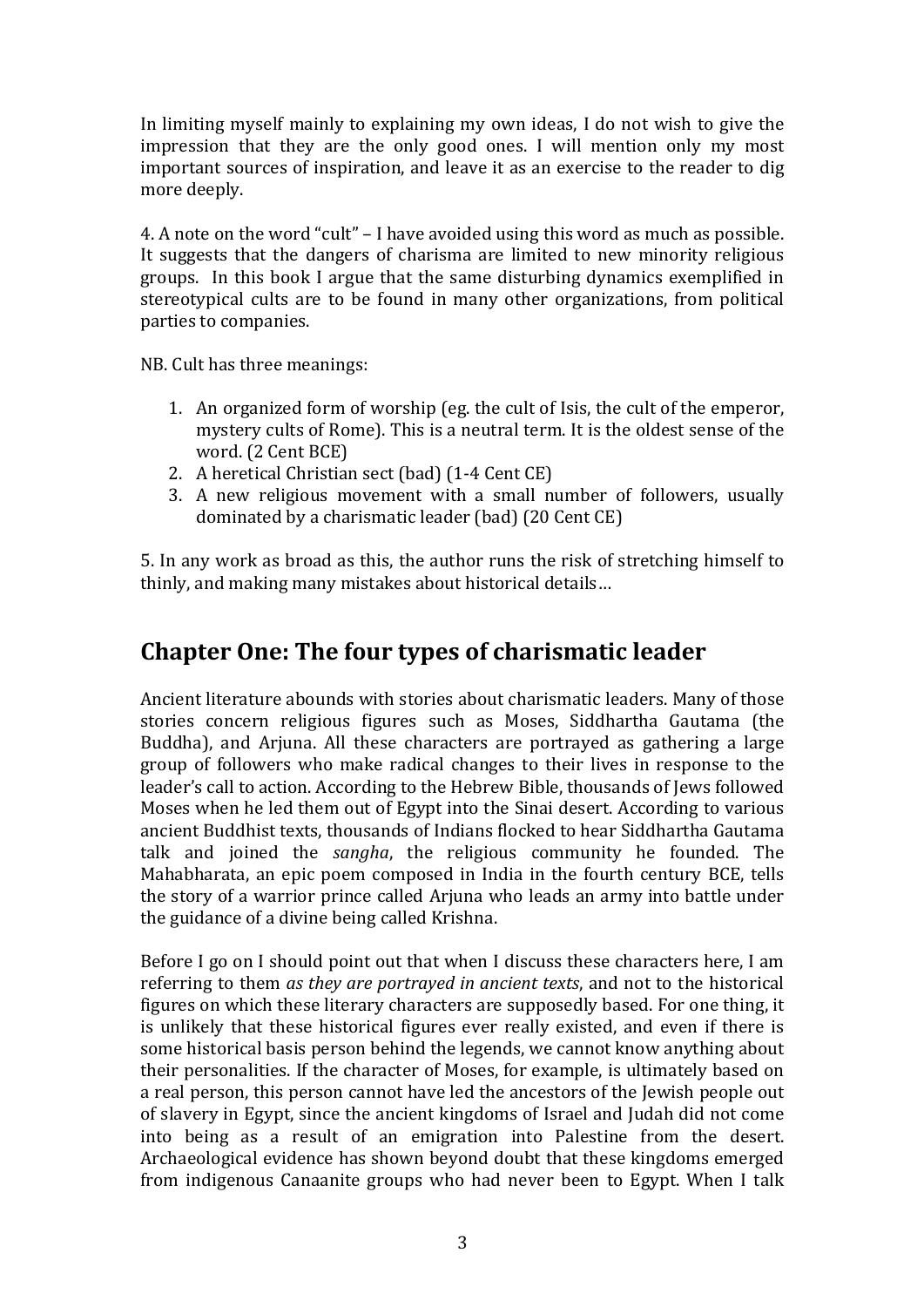In limiting myself mainly to explaining my own ideas, I do not wish to give the impression that they are the only good ones. I will mention only my most important sources of inspiration, and leave it as an exercise to the reader to dig more deeply.

4. A note on the word "cult" – I have avoided using this word as much as possible. It suggests that the dangers of charisma are limited to new minority religious groups. In this book I argue that the same disturbing dynamics exemplified in stereotypical cults are to be found in many other organizations, from political parties to companies.

NB. Cult has three meanings:

1. An organized form of worship (eg. the cult of Isis, the cult of the emperor, mystery cults of Rome). This is a neutral term. It is the oldest sense of the word. (2 Cent BCE)
2. A heretical Christian sect (bad) (1-4 Cent CE)
3. A new religious movement with a small number of followers, usually dominated by a charismatic leader (bad) (20 Cent CE)

5. In any work as broad as this, the author runs the risk of stretching himself to thinly, and making many mistakes about historical details…

## Chapter One: The four types of charismatic leader

Ancient literature abounds with stories about charismatic leaders. Many of those stories concern religious figures such as Moses, Siddhartha Gautama (the Buddha), and Arjuna. All these characters are portrayed as gathering a large group of followers who make radical changes to their lives in response to the leader's call to action. According to the Hebrew Bible, thousands of Jews followed Moses when he led them out of Egypt into the Sinai desert. According to various ancient Buddhist texts, thousands of Indians flocked to hear Siddhartha Gautama talk and joined the *sangha*, the religious community he founded. The Mahabharata, an epic poem composed in India in the fourth century BCE, tells the story of a warrior prince called Arjuna who leads an army into battle under the guidance of a divine being called Krishna.

Before I go on I should point out that when I discuss these characters here, I am referring to them *as they are portrayed in ancient texts*, and not to the historical figures on which these literary characters are supposedly based. For one thing, it is unlikely that these historical figures ever really existed, and even if there is some historical basis person behind the legends, we cannot know anything about their personalities. If the character of Moses, for example, is ultimately based on a real person, this person cannot have led the ancestors of the Jewish people out of slavery in Egypt, since the ancient kingdoms of Israel and Judah did not come into being as a result of an emigration into Palestine from the desert. Archaeological evidence has shown beyond doubt that these kingdoms emerged from indigenous Canaanite groups who had never been to Egypt. When I talk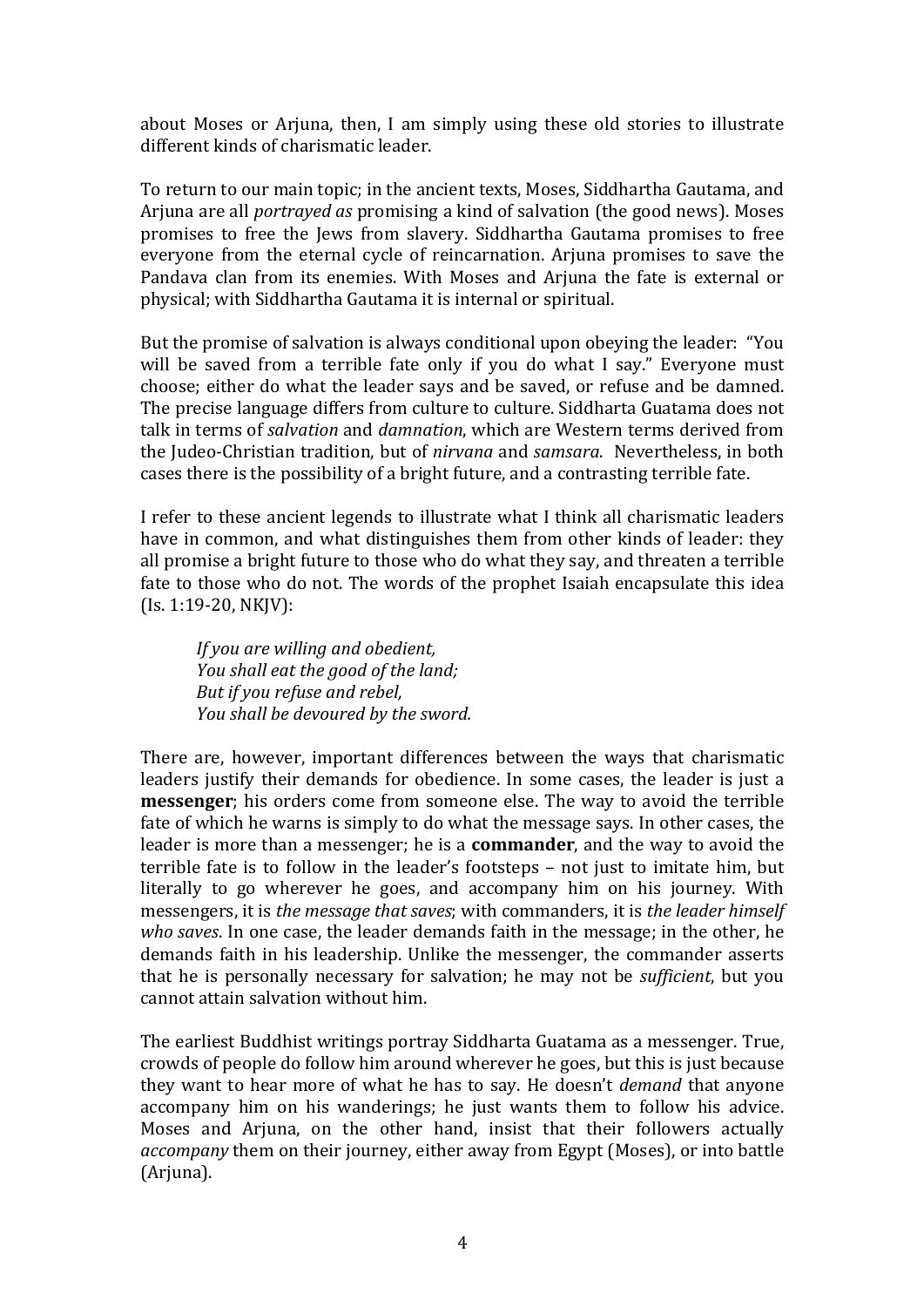about Moses or Arjuna, then, I am simply using these old stories to illustrate different kinds of charismatic leader.

To return to our main topic; in the ancient texts, Moses, Siddhartha Gautama, and Arjuna are all *portrayed as* promising a kind of salvation (the good news). Moses promises to free the Jews from slavery. Siddhartha Gautama promises to free everyone from the eternal cycle of reincarnation. Arjuna promises to save the Pandava clan from its enemies. With Moses and Arjuna the fate is external or physical; with Siddhartha Gautama it is internal or spiritual.

But the promise of salvation is always conditional upon obeying the leader: "You will be saved from a terrible fate only if you do what I say." Everyone must choose; either do what the leader says and be saved, or refuse and be damned. The precise language differs from culture to culture. Siddharta Guatama does not talk in terms of *salvation* and *damnation*, which are Western terms derived from the Judeo-Christian tradition, but of *nirvana* and *samsara*. Nevertheless, in both cases there is the possibility of a bright future, and a contrasting terrible fate.

I refer to these ancient legends to illustrate what I think all charismatic leaders have in common, and what distinguishes them from other kinds of leader: they all promise a bright future to those who do what they say, and threaten a terrible fate to those who do not. The words of the prophet Isaiah encapsulate this idea (Is. 1:19-20, NKJV):

> *If you are willing and obedient,*
> *You shall eat the good of the land;*
> *But if you refuse and rebel,*
> *You shall be devoured by the sword.*

There are, however, important differences between the ways that charismatic leaders justify their demands for obedience. In some cases, the leader is just a **messenger**; his orders come from someone else. The way to avoid the terrible fate of which he warns is simply to do what the message says. In other cases, the leader is more than a messenger; he is a **commander**, and the way to avoid the terrible fate is to follow in the leader's footsteps – not just to imitate him, but literally to go wherever he goes, and accompany him on his journey. With messengers, it is *the message that saves*; with commanders, it is *the leader himself who saves*. In one case, the leader demands faith in the message; in the other, he demands faith in his leadership. Unlike the messenger, the commander asserts that he is personally necessary for salvation; he may not be *sufficient*, but you cannot attain salvation without him.

The earliest Buddhist writings portray Siddharta Guatama as a messenger. True, crowds of people do follow him around wherever he goes, but this is just because they want to hear more of what he has to say. He doesn't *demand* that anyone accompany him on his wanderings; he just wants them to follow his advice. Moses and Arjuna, on the other hand, insist that their followers actually *accompany* them on their journey, either away from Egypt (Moses), or into battle (Arjuna).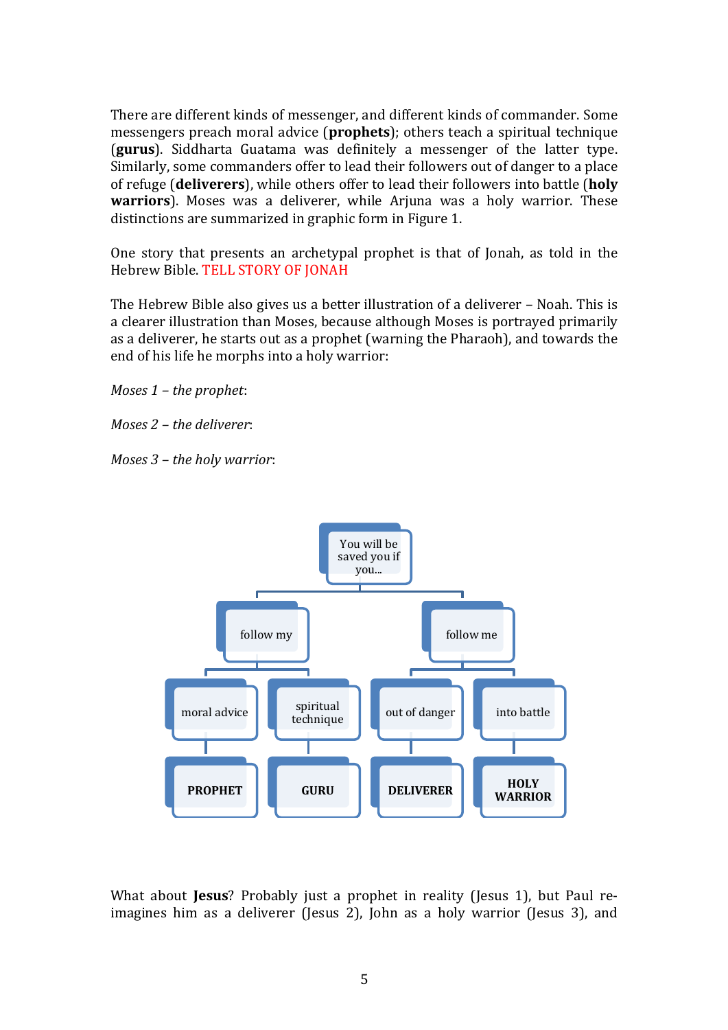There are different kinds of messenger, and different kinds of commander. Some messengers preach moral advice (**prophets**); others teach a spiritual technique (**gurus**). Siddharta Guatama was definitely a messenger of the latter type. Similarly, some commanders offer to lead their followers out of danger to a place of refuge (**deliverers**), while others offer to lead their followers into battle (**holy warriors**). Moses was a deliverer, while Arjuna was a holy warrior. These distinctions are summarized in graphic form in Figure 1.

One story that presents an archetypal prophet is that of Jonah, as told in the Hebrew Bible. TELL STORY OF JONAH

The Hebrew Bible also gives us a better illustration of a deliverer – Noah. This is a clearer illustration than Moses, because although Moses is portrayed primarily as a deliverer, he starts out as a prophet (warning the Pharaoh), and towards the end of his life he morphs into a holy warrior:

*Moses 1 – the prophet*:

*Moses 2 – the deliverer*:

*Moses 3 – the holy warrior*:

- You will be saved you if you...
  - follow my
    - moral advice → **PROPHET**
    - spiritual technique → **GURU**
  - follow me
    - out of danger → **DELIVERER**
    - into battle → **HOLY WARRIOR**

What about **Jesus**? Probably just a prophet in reality (Jesus 1), but Paul re-imagines him as a deliverer (Jesus 2), John as a holy warrior (Jesus 3), and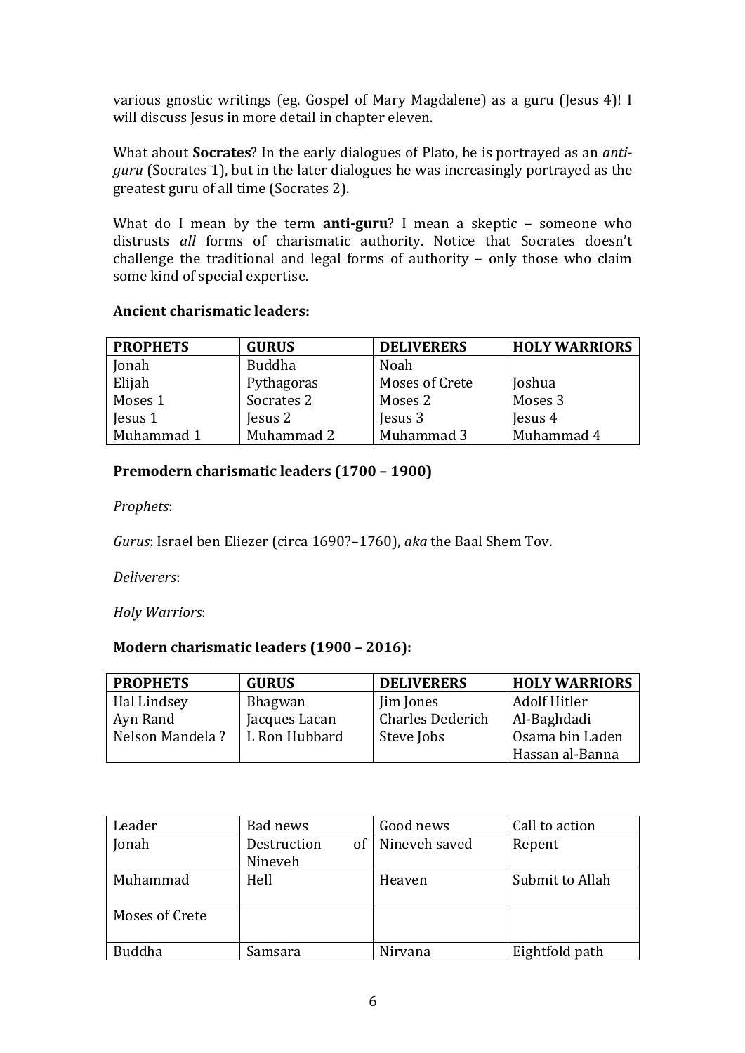various gnostic writings (eg. Gospel of Mary Magdalene) as a guru (Jesus 4)! I will discuss Jesus in more detail in chapter eleven.

What about **Socrates**? In the early dialogues of Plato, he is portrayed as an *anti-guru* (Socrates 1), but in the later dialogues he was increasingly portrayed as the greatest guru of all time (Socrates 2).

What do I mean by the term **anti-guru**? I mean a skeptic – someone who distrusts *all* forms of charismatic authority. Notice that Socrates doesn't challenge the traditional and legal forms of authority – only those who claim some kind of special expertise.

**Ancient charismatic leaders:**

| PROPHETS | GURUS | DELIVERERS | HOLY WARRIORS |
|---|---|---|---|
| Jonah | Buddha | Noah | |
| Elijah | Pythagoras | Moses of Crete | Joshua |
| Moses 1 | Socrates 2 | Moses 2 | Moses 3 |
| Jesus 1 | Jesus 2 | Jesus 3 | Jesus 4 |
| Muhammad 1 | Muhammad 2 | Muhammad 3 | Muhammad 4 |

**Premodern charismatic leaders (1700 – 1900)**

*Prophets*:

*Gurus*: Israel ben Eliezer (circa 1690?–1760), *aka* the Baal Shem Tov.

*Deliverers*:

*Holy Warriors*:

**Modern charismatic leaders (1900 – 2016):**

| PROPHETS | GURUS | DELIVERERS | HOLY WARRIORS |
|---|---|---|---|
| Hal Lindsey | Bhagwan | Jim Jones | Adolf Hitler |
| Ayn Rand | Jacques Lacan | Charles Dederich | Al-Baghdadi |
| Nelson Mandela ? | L Ron Hubbard | Steve Jobs | Osama bin Laden |
| | | | Hassan al-Banna |

| Leader | Bad news | Good news | Call to action |
|---|---|---|---|
| Jonah | Destruction of Nineveh | Nineveh saved | Repent |
| Muhammad | Hell | Heaven | Submit to Allah |
| Moses of Crete | | | |
| Buddha | Samsara | Nirvana | Eightfold path |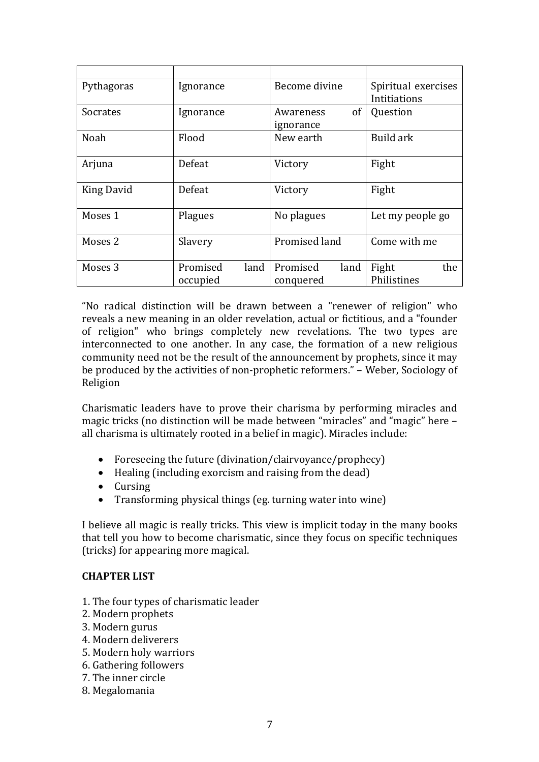| | | | |
|---|---|---|---|
| Pythagoras | Ignorance | Become divine | Spiritual exercises Intitiations |
| Socrates | Ignorance | Awareness of ignorance | Question |
| Noah | Flood | New earth | Build ark |
| Arjuna | Defeat | Victory | Fight |
| King David | Defeat | Victory | Fight |
| Moses 1 | Plagues | No plagues | Let my people go |
| Moses 2 | Slavery | Promised land | Come with me |
| Moses 3 | Promised land occupied | Promised land conquered | Fight the Philistines |

"No radical distinction will be drawn between a "renewer of religion" who reveals a new meaning in an older revelation, actual or fictitious, and a "founder of religion" who brings completely new revelations. The two types are interconnected to one another. In any case, the formation of a new religious community need not be the result of the announcement by prophets, since it may be produced by the activities of non-prophetic reformers." – Weber, Sociology of Religion

Charismatic leaders have to prove their charisma by performing miracles and magic tricks (no distinction will be made between "miracles" and "magic" here – all charisma is ultimately rooted in a belief in magic). Miracles include:

- Foreseeing the future (divination/clairvoyance/prophecy)
- Healing (including exorcism and raising from the dead)
- Cursing
- Transforming physical things (eg. turning water into wine)

I believe all magic is really tricks. This view is implicit today in the many books that tell you how to become charismatic, since they focus on specific techniques (tricks) for appearing more magical.

**CHAPTER LIST**

1. The four types of charismatic leader
2. Modern prophets
3. Modern gurus
4. Modern deliverers
5. Modern holy warriors
6. Gathering followers
7. The inner circle
8. Megalomania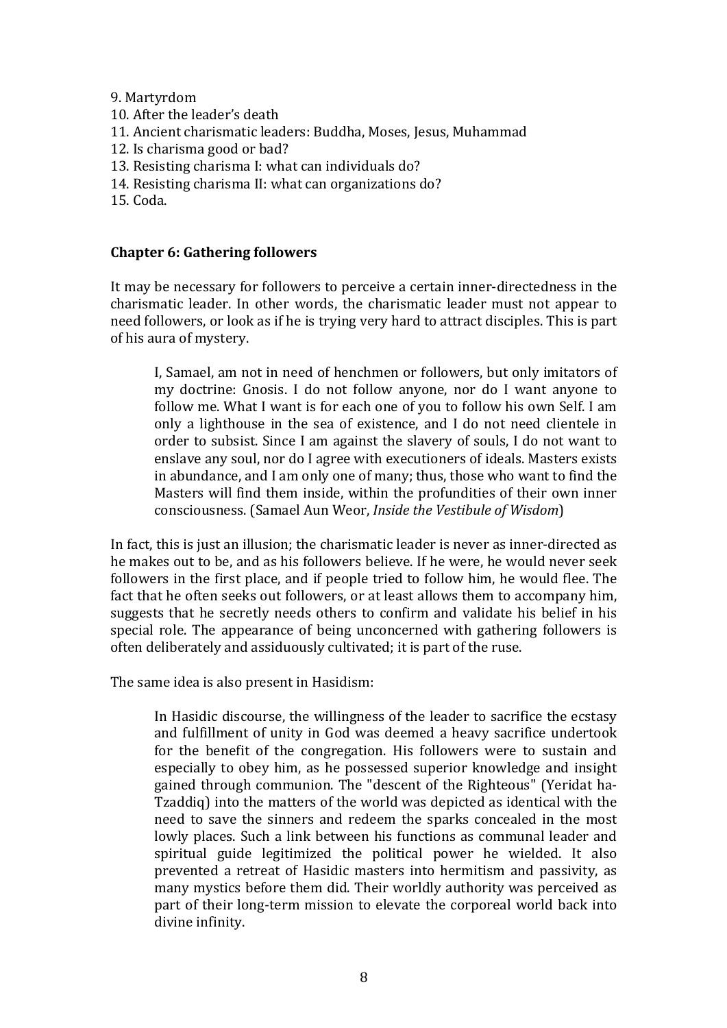9. Martyrdom
10. After the leader's death
11. Ancient charismatic leaders: Buddha, Moses, Jesus, Muhammad
12. Is charisma good or bad?
13. Resisting charisma I: what can individuals do?
14. Resisting charisma II: what can organizations do?
15. Coda.

**Chapter 6: Gathering followers**

It may be necessary for followers to perceive a certain inner-directedness in the charismatic leader. In other words, the charismatic leader must not appear to need followers, or look as if he is trying very hard to attract disciples. This is part of his aura of mystery.

> I, Samael, am not in need of henchmen or followers, but only imitators of my doctrine: Gnosis. I do not follow anyone, nor do I want anyone to follow me. What I want is for each one of you to follow his own Self. I am only a lighthouse in the sea of existence, and I do not need clientele in order to subsist. Since I am against the slavery of souls, I do not want to enslave any soul, nor do I agree with executioners of ideals. Masters exists in abundance, and I am only one of many; thus, those who want to find the Masters will find them inside, within the profundities of their own inner consciousness. (Samael Aun Weor, *Inside the Vestibule of Wisdom*)

In fact, this is just an illusion; the charismatic leader is never as inner-directed as he makes out to be, and as his followers believe. If he were, he would never seek followers in the first place, and if people tried to follow him, he would flee. The fact that he often seeks out followers, or at least allows them to accompany him, suggests that he secretly needs others to confirm and validate his belief in his special role. The appearance of being unconcerned with gathering followers is often deliberately and assiduously cultivated; it is part of the ruse.

The same idea is also present in Hasidism:

> In Hasidic discourse, the willingness of the leader to sacrifice the ecstasy and fulfillment of unity in God was deemed a heavy sacrifice undertook for the benefit of the congregation. His followers were to sustain and especially to obey him, as he possessed superior knowledge and insight gained through communion. The "descent of the Righteous" (Yeridat ha-Tzaddiq) into the matters of the world was depicted as identical with the need to save the sinners and redeem the sparks concealed in the most lowly places. Such a link between his functions as communal leader and spiritual guide legitimized the political power he wielded. It also prevented a retreat of Hasidic masters into hermitism and passivity, as many mystics before them did. Their worldly authority was perceived as part of their long-term mission to elevate the corporeal world back into divine infinity.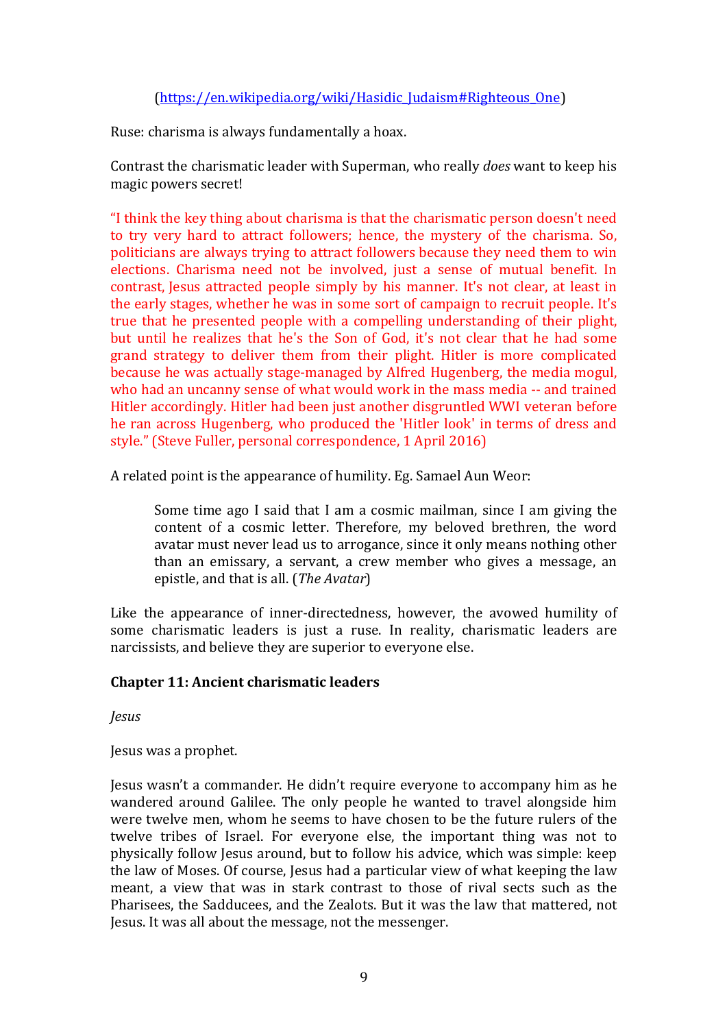(https://en.wikipedia.org/wiki/Hasidic_Judaism#Righteous_One)

Ruse: charisma is always fundamentally a hoax.

Contrast the charismatic leader with Superman, who really *does* want to keep his magic powers secret!

"I think the key thing about charisma is that the charismatic person doesn't need to try very hard to attract followers; hence, the mystery of the charisma. So, politicians are always trying to attract followers because they need them to win elections. Charisma need not be involved, just a sense of mutual benefit. In contrast, Jesus attracted people simply by his manner. It's not clear, at least in the early stages, whether he was in some sort of campaign to recruit people. It's true that he presented people with a compelling understanding of their plight, but until he realizes that he's the Son of God, it's not clear that he had some grand strategy to deliver them from their plight. Hitler is more complicated because he was actually stage-managed by Alfred Hugenberg, the media mogul, who had an uncanny sense of what would work in the mass media -- and trained Hitler accordingly. Hitler had been just another disgruntled WWI veteran before he ran across Hugenberg, who produced the 'Hitler look' in terms of dress and style." (Steve Fuller, personal correspondence, 1 April 2016)

A related point is the appearance of humility. Eg. Samael Aun Weor:

> Some time ago I said that I am a cosmic mailman, since I am giving the content of a cosmic letter. Therefore, my beloved brethren, the word avatar must never lead us to arrogance, since it only means nothing other than an emissary, a servant, a crew member who gives a message, an epistle, and that is all. (*The Avatar*)

Like the appearance of inner-directedness, however, the avowed humility of some charismatic leaders is just a ruse. In reality, charismatic leaders are narcissists, and believe they are superior to everyone else.

## Chapter 11: Ancient charismatic leaders

*Jesus*

Jesus was a prophet.

Jesus wasn't a commander. He didn't require everyone to accompany him as he wandered around Galilee. The only people he wanted to travel alongside him were twelve men, whom he seems to have chosen to be the future rulers of the twelve tribes of Israel. For everyone else, the important thing was not to physically follow Jesus around, but to follow his advice, which was simple: keep the law of Moses. Of course, Jesus had a particular view of what keeping the law meant, a view that was in stark contrast to those of rival sects such as the Pharisees, the Sadducees, and the Zealots. But it was the law that mattered, not Jesus. It was all about the message, not the messenger.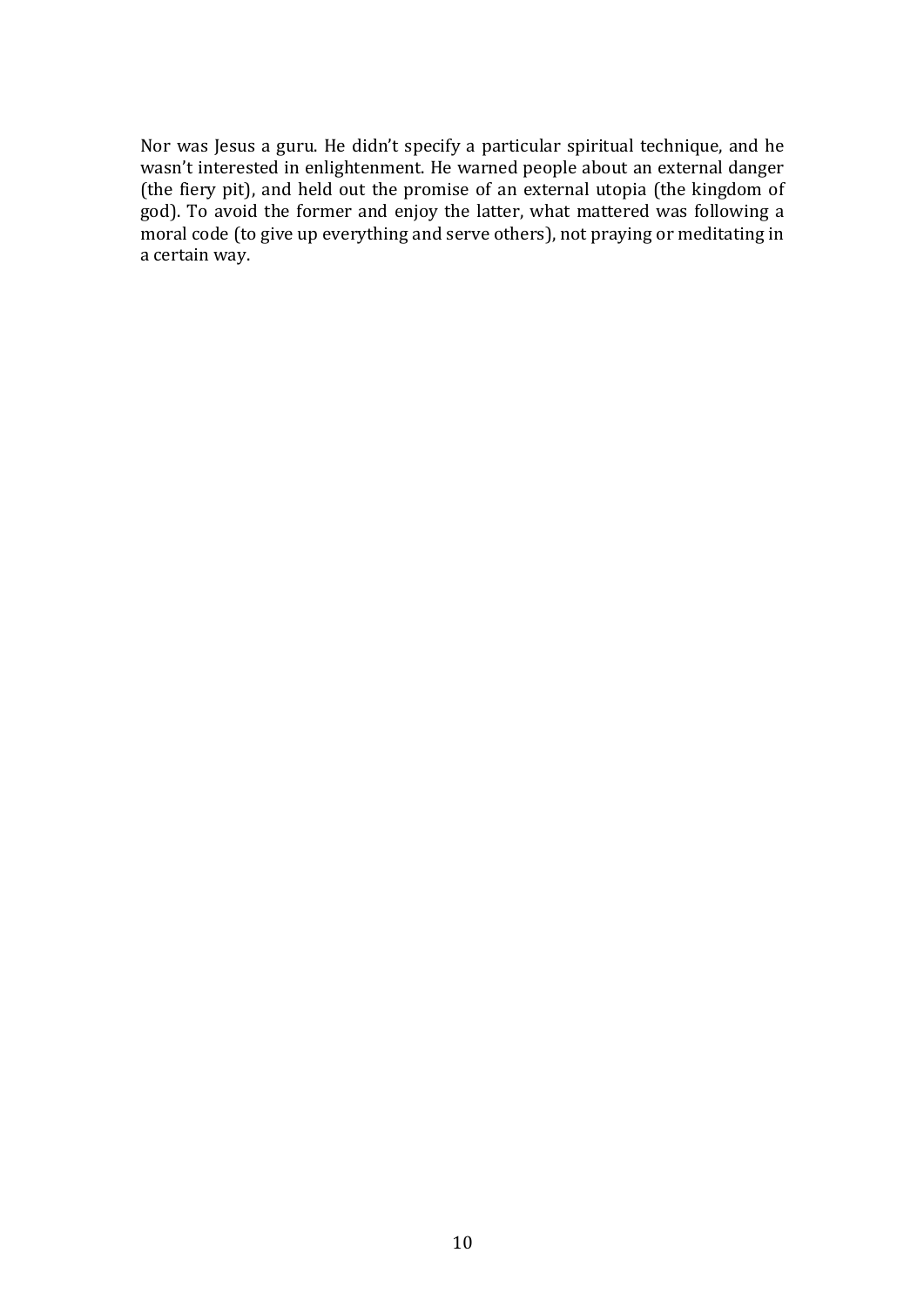Nor was Jesus a guru. He didn't specify a particular spiritual technique, and he wasn't interested in enlightenment. He warned people about an external danger (the fiery pit), and held out the promise of an external utopia (the kingdom of god). To avoid the former and enjoy the latter, what mattered was following a moral code (to give up everything and serve others), not praying or meditating in a certain way.